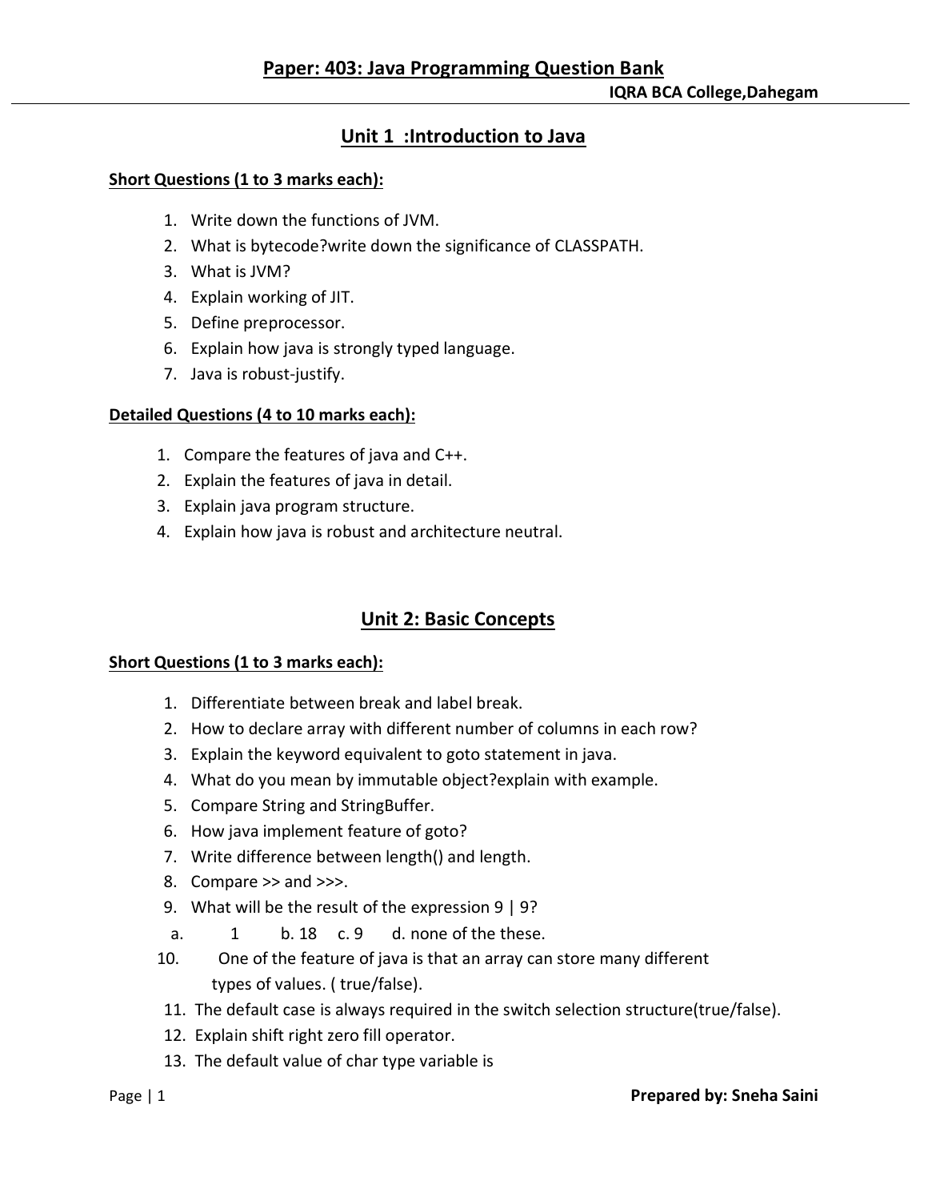# Paper: 403: Java Programming Question Bank

**IQRA BCA College,Dahegam**

## Unit 1 :Introduction to Java

### Short Questions (1 to 3 marks each):

1. Write down the functions of JVM.
2. What is bytecode?write down the significance of CLASSPATH.
3. What is JVM?
4. Explain working of JIT.
5. Define preprocessor.
6. Explain how java is strongly typed language.
7. Java is robust-justify.

### Detailed Questions (4 to 10 marks each):

1. Compare the features of java and C++.
2. Explain the features of java in detail.
3. Explain java program structure.
4. Explain how java is robust and architecture neutral.

## Unit 2: Basic Concepts

### Short Questions (1 to 3 marks each):

1. Differentiate between break and label break.
2. How to declare array with different number of columns in each row?
3. Explain the keyword equivalent to goto statement in java.
4. What do you mean by immutable object?explain with example.
5. Compare String and StringBuffer.
6. How java implement feature of goto?
7. Write difference between length() and length.
8. Compare >> and >>>.
9. What will be the result of the expression 9 | 9?
   a. 1 b. 18 c. 9 d. none of the these.
10. One of the feature of java is that an array can store many different types of values. ( true/false).
11. The default case is always required in the switch selection structure(true/false).
12. Explain shift right zero fill operator.
13. The default value of char type variable is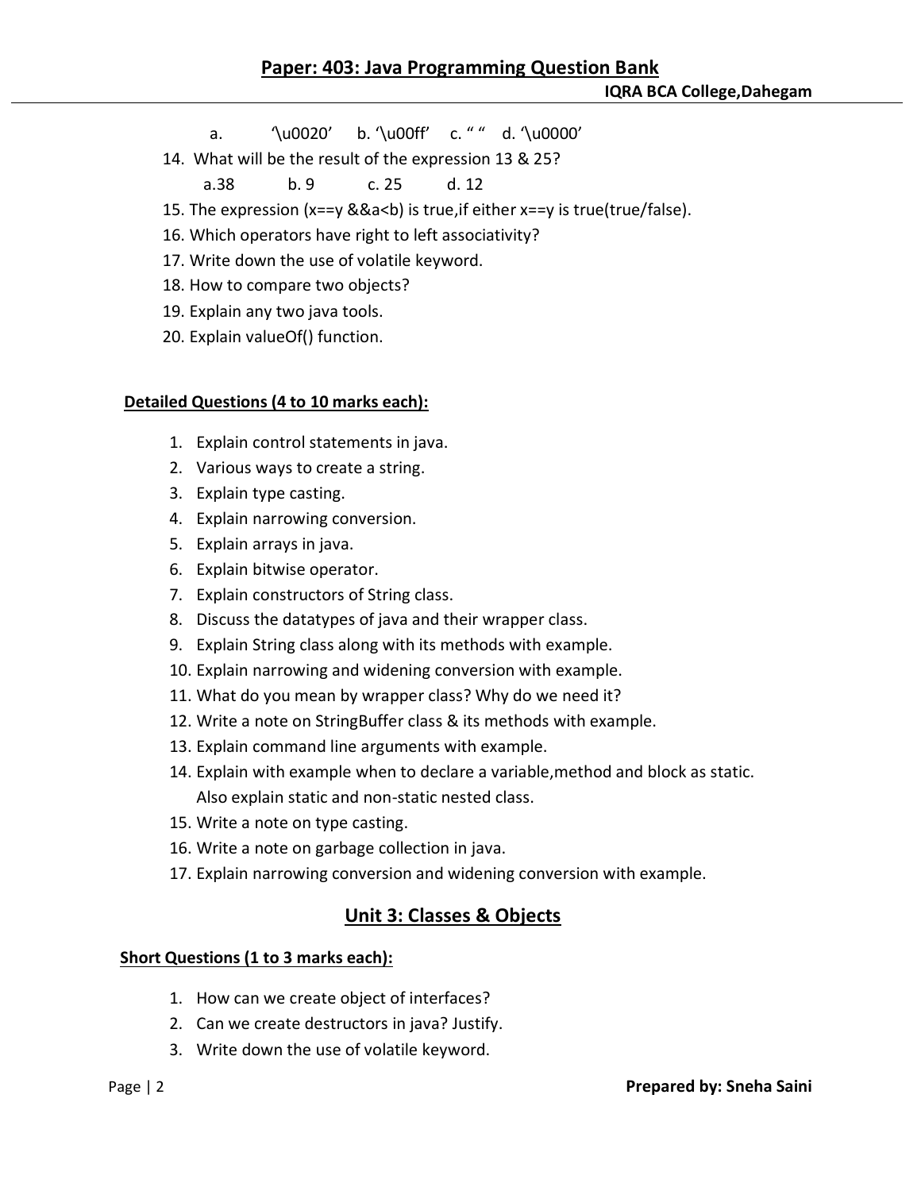a. '\u0020' b. '\u00ff' c. " " d. '\u0000'

14. What will be the result of the expression 13 & 25?

    a.38 b. 9 c. 25 d. 12

15. The expression (x==y &&a<b) is true,if either x==y is true(true/false).
16. Which operators have right to left associativity?
17. Write down the use of volatile keyword.
18. How to compare two objects?
19. Explain any two java tools.
20. Explain valueOf() function.

**Detailed Questions (4 to 10 marks each):**

1. Explain control statements in java.
2. Various ways to create a string.
3. Explain type casting.
4. Explain narrowing conversion.
5. Explain arrays in java.
6. Explain bitwise operator.
7. Explain constructors of String class.
8. Discuss the datatypes of java and their wrapper class.
9. Explain String class along with its methods with example.
10. Explain narrowing and widening conversion with example.
11. What do you mean by wrapper class? Why do we need it?
12. Write a note on StringBuffer class & its methods with example.
13. Explain command line arguments with example.
14. Explain with example when to declare a variable,method and block as static. Also explain static and non-static nested class.
15. Write a note on type casting.
16. Write a note on garbage collection in java.
17. Explain narrowing conversion and widening conversion with example.

## Unit 3: Classes & Objects

**Short Questions (1 to 3 marks each):**

1. How can we create object of interfaces?
2. Can we create destructors in java? Justify.
3. Write down the use of volatile keyword.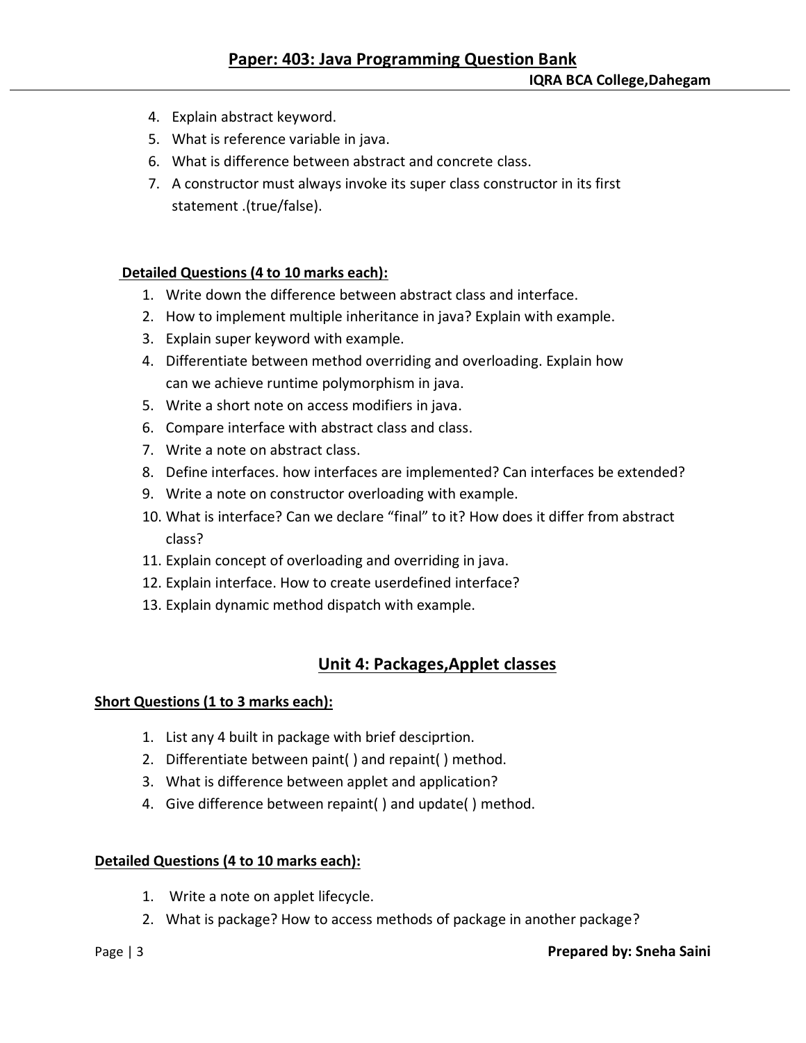4. Explain abstract keyword.
5. What is reference variable in java.
6. What is difference between abstract and concrete class.
7. A constructor must always invoke its super class constructor in its first statement .(true/false).

**Detailed Questions (4 to 10 marks each):**

1. Write down the difference between abstract class and interface.
2. How to implement multiple inheritance in java? Explain with example.
3. Explain super keyword with example.
4. Differentiate between method overriding and overloading. Explain how can we achieve runtime polymorphism in java.
5. Write a short note on access modifiers in java.
6. Compare interface with abstract class and class.
7. Write a note on abstract class.
8. Define interfaces. how interfaces are implemented? Can interfaces be extended?
9. Write a note on constructor overloading with example.
10. What is interface? Can we declare “final” to it? How does it differ from abstract class?
11. Explain concept of overloading and overriding in java.
12. Explain interface. How to create userdefined interface?
13. Explain dynamic method dispatch with example.

## Unit 4: Packages,Applet classes

**Short Questions (1 to 3 marks each):**

1. List any 4 built in package with brief desciprtion.
2. Differentiate between paint( ) and repaint( ) method.
3. What is difference between applet and application?
4. Give difference between repaint( ) and update( ) method.

**Detailed Questions (4 to 10 marks each):**

1. Write a note on applet lifecycle.
2. What is package? How to access methods of package in another package?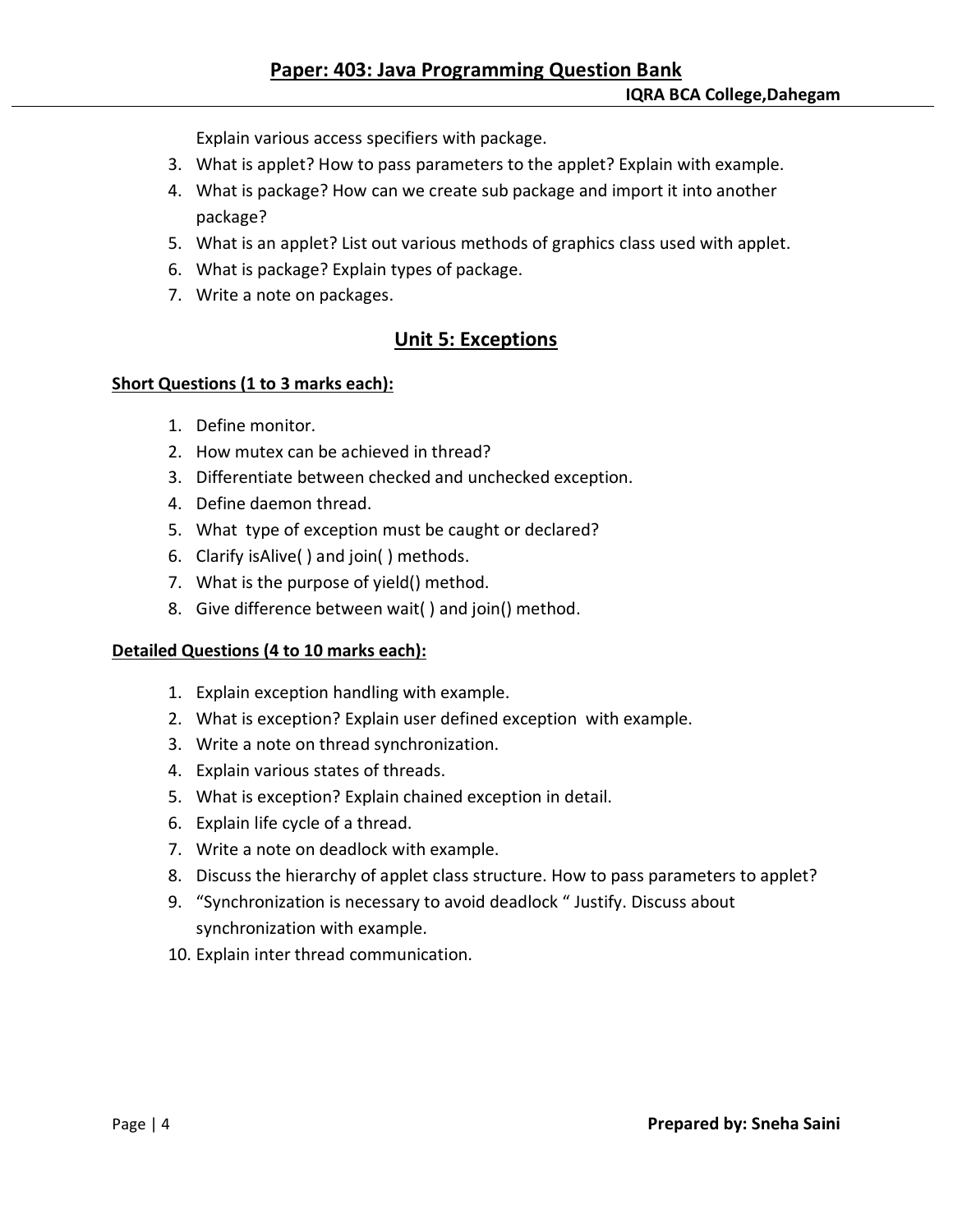Explain various access specifiers with package.

3. What is applet? How to pass parameters to the applet? Explain with example.
4. What is package? How can we create sub package and import it into another package?
5. What is an applet? List out various methods of graphics class used with applet.
6. What is package? Explain types of package.
7. Write a note on packages.

## Unit 5: Exceptions

**Short Questions (1 to 3 marks each):**

1. Define monitor.
2. How mutex can be achieved in thread?
3. Differentiate between checked and unchecked exception.
4. Define daemon thread.
5. What type of exception must be caught or declared?
6. Clarify isAlive( ) and join( ) methods.
7. What is the purpose of yield() method.
8. Give difference between wait( ) and join() method.

**Detailed Questions (4 to 10 marks each):**

1. Explain exception handling with example.
2. What is exception? Explain user defined exception with example.
3. Write a note on thread synchronization.
4. Explain various states of threads.
5. What is exception? Explain chained exception in detail.
6. Explain life cycle of a thread.
7. Write a note on deadlock with example.
8. Discuss the hierarchy of applet class structure. How to pass parameters to applet?
9. "Synchronization is necessary to avoid deadlock " Justify. Discuss about synchronization with example.
10. Explain inter thread communication.